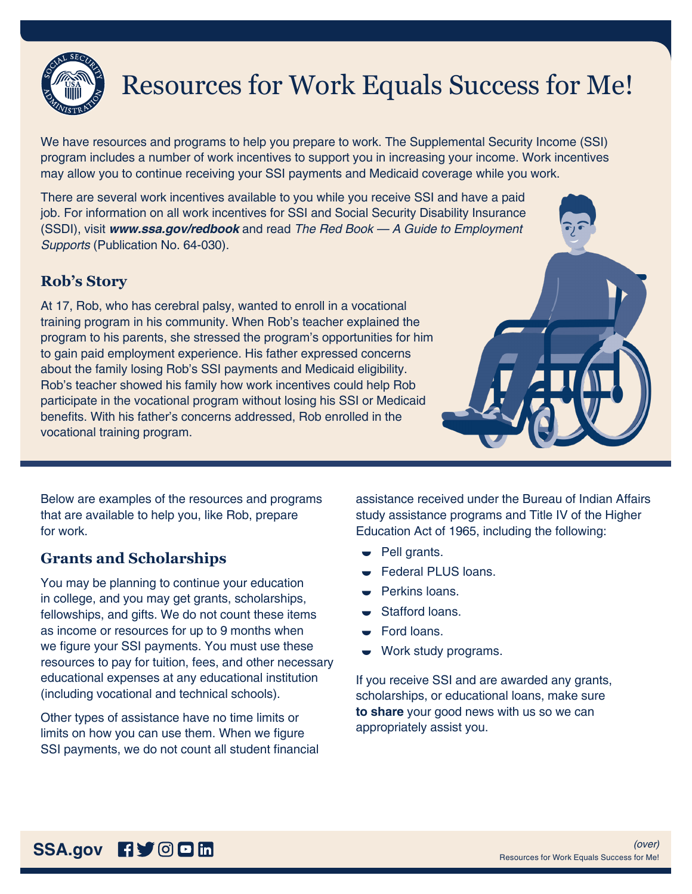# Resources for Work Equals Success for Me!

We have resources and programs to help you prepare to work. The Supplemental Security Income (SSI) program includes a number of work incentives to support you in increasing your income. Work incentives may allow you to continue receiving your SSI payments and Medicaid coverage while you work.

There are several work incentives available to you while you receive SSI and have a paid job. For information on all work incentives for SSI and Social Security Disability Insurance (SSDI), visit ***www.ssa.gov/redbook*** and read *The Red Book — A Guide to Employment Supports* (Publication No. 64-030).

## Rob's Story

At 17, Rob, who has cerebral palsy, wanted to enroll in a vocational training program in his community. When Rob's teacher explained the program to his parents, she stressed the program's opportunities for him to gain paid employment experience. His father expressed concerns about the family losing Rob's SSI payments and Medicaid eligibility. Rob's teacher showed his family how work incentives could help Rob participate in the vocational program without losing his SSI or Medicaid benefits. With his father's concerns addressed, Rob enrolled in the vocational training program.

Below are examples of the resources and programs that are available to help you, like Rob, prepare for work.

## Grants and Scholarships

You may be planning to continue your education in college, and you may get grants, scholarships, fellowships, and gifts. We do not count these items as income or resources for up to 9 months when we figure your SSI payments. You must use these resources to pay for tuition, fees, and other necessary educational expenses at any educational institution (including vocational and technical schools).

Other types of assistance have no time limits or limits on how you can use them. When we figure SSI payments, we do not count all student financial assistance received under the Bureau of Indian Affairs study assistance programs and Title IV of the Higher Education Act of 1965, including the following:

- Pell grants.
- Federal PLUS loans.
- Perkins loans.
- Stafford loans.
- Ford loans.
- Work study programs.

If you receive SSI and are awarded any grants, scholarships, or educational loans, make sure **to share** your good news with us so we can appropriately assist you.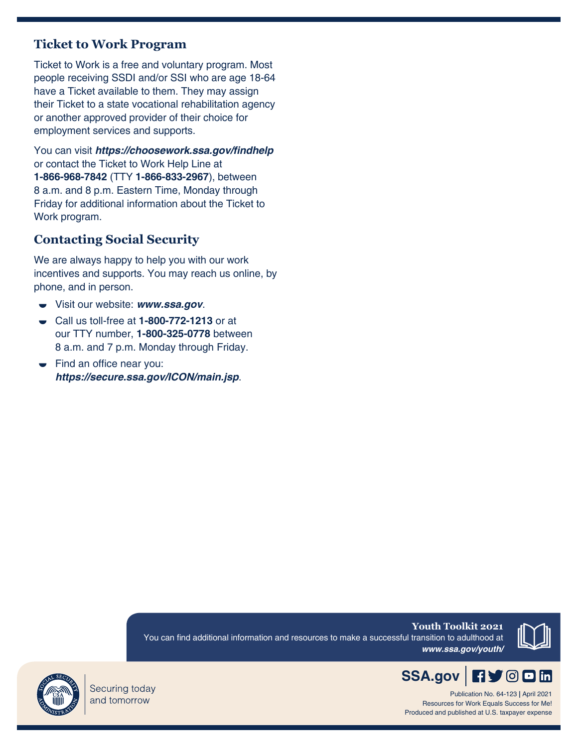## Ticket to Work Program

Ticket to Work is a free and voluntary program. Most people receiving SSDI and/or SSI who are age 18-64 have a Ticket available to them. They may assign their Ticket to a state vocational rehabilitation agency or another approved provider of their choice for employment services and supports.

You can visit ***https://choosework.ssa.gov/findhelp*** or contact the Ticket to Work Help Line at **1-866-968-7842** (TTY **1-866-833-2967**), between 8 a.m. and 8 p.m. Eastern Time, Monday through Friday for additional information about the Ticket to Work program.

## Contacting Social Security

We are always happy to help you with our work incentives and supports. You may reach us online, by phone, and in person.

- Visit our website: ***www.ssa.gov***.
- Call us toll-free at **1-800-772-1213** or at our TTY number, **1-800-325-0778** between 8 a.m. and 7 p.m. Monday through Friday.
- Find an office near you: ***https://secure.ssa.gov/ICON/main.jsp***.

**Youth Toolkit 2021**

You can find additional information and resources to make a successful transition to adulthood at ***www.ssa.gov/youth/***

Securing today and tomorrow

SSA.gov

Publication No. 64-123 | April 2021
Resources for Work Equals Success for Me!
Produced and published at U.S. taxpayer expense